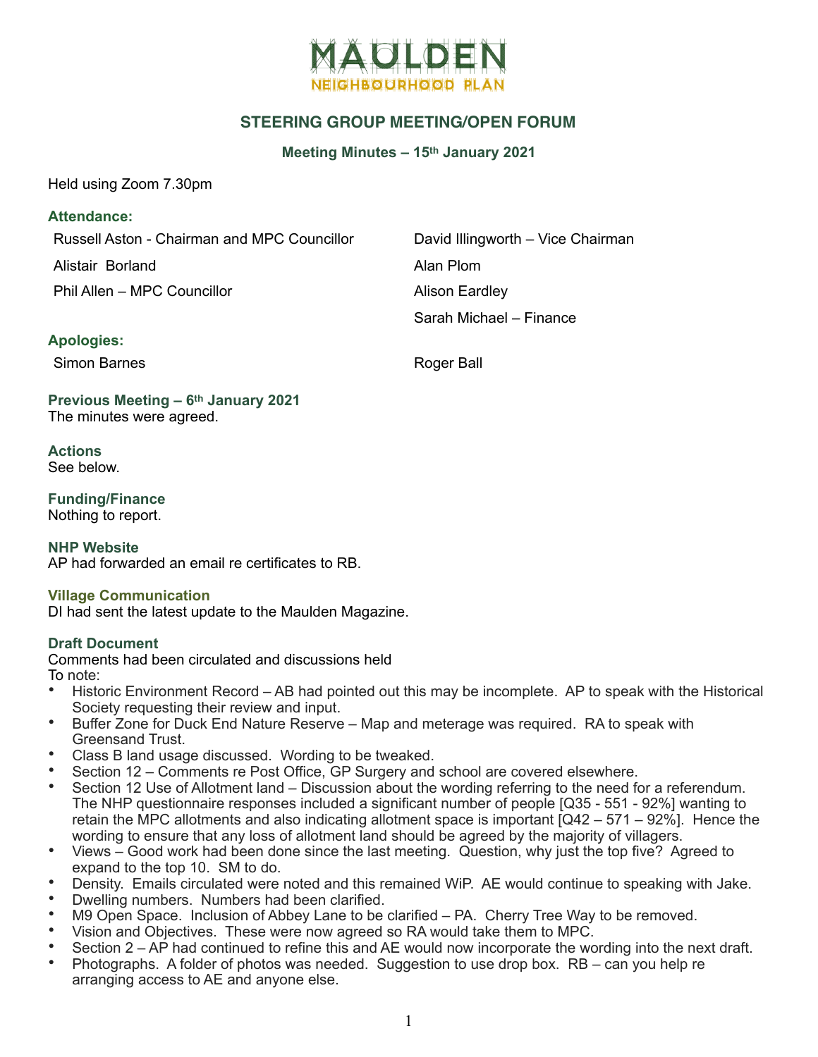# MAULDEN NEIGHBOURHOOD PLAN

## STEERING GROUP MEETING/OPEN FORUM

### Meeting Minutes – 15th January 2021

Held using Zoom 7.30pm

**Attendance:**

Russell Aston - Chairman and MPC Councillor
Alistair Borland
Phil Allen – MPC Councillor
David Illingworth – Vice Chairman
Alan Plom
Alison Eardley
Sarah Michael – Finance

**Apologies:**

Simon Barnes
Roger Ball

**Previous Meeting – 6th January 2021**
The minutes were agreed.

**Actions**
See below.

**Funding/Finance**
Nothing to report.

**NHP Website**
AP had forwarded an email re certificates to RB.

**Village Communication**
DI had sent the latest update to the Maulden Magazine.

**Draft Document**
Comments had been circulated and discussions held
To note:

- Historic Environment Record – AB had pointed out this may be incomplete. AP to speak with the Historical Society requesting their review and input.
- Buffer Zone for Duck End Nature Reserve – Map and meterage was required. RA to speak with Greensand Trust.
- Class B land usage discussed. Wording to be tweaked.
- Section 12 – Comments re Post Office, GP Surgery and school are covered elsewhere.
- Section 12 Use of Allotment land – Discussion about the wording referring to the need for a referendum. The NHP questionnaire responses included a significant number of people [Q35 - 551 - 92%] wanting to retain the MPC allotments and also indicating allotment space is important [Q42 – 571 – 92%]. Hence the wording to ensure that any loss of allotment land should be agreed by the majority of villagers.
- Views – Good work had been done since the last meeting. Question, why just the top five? Agreed to expand to the top 10. SM to do.
- Density. Emails circulated were noted and this remained WiP. AE would continue to speaking with Jake.
- Dwelling numbers. Numbers had been clarified.
- M9 Open Space. Inclusion of Abbey Lane to be clarified – PA. Cherry Tree Way to be removed.
- Vision and Objectives. These were now agreed so RA would take them to MPC.
- Section 2 – AP had continued to refine this and AE would now incorporate the wording into the next draft.
- Photographs. A folder of photos was needed. Suggestion to use drop box. RB – can you help re arranging access to AE and anyone else.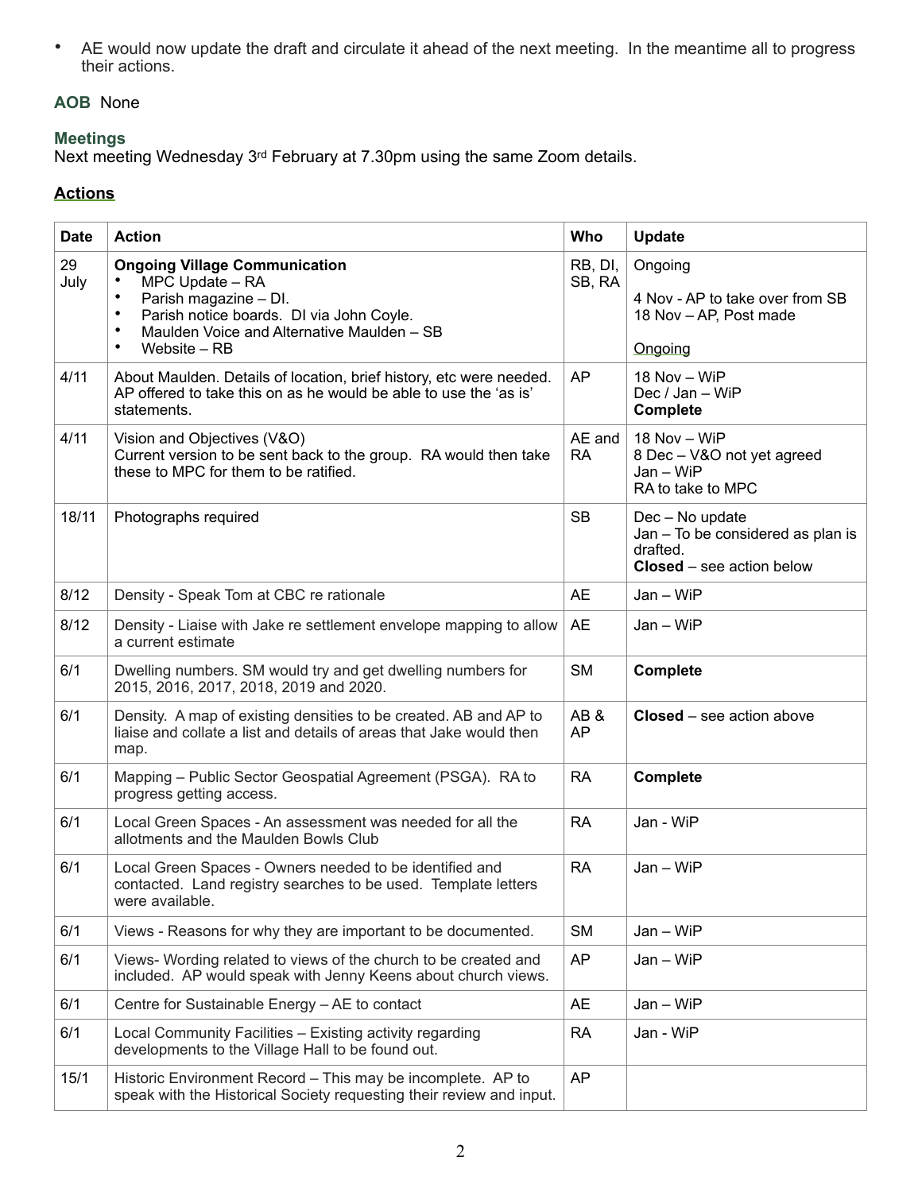- AE would now update the draft and circulate it ahead of the next meeting. In the meantime all to progress their actions.

**AOB** None

**Meetings**
Next meeting Wednesday 3rd February at 7.30pm using the same Zoom details.

## Actions

| Date | Action | Who | Update |
|---|---|---|---|
| 29 July | **Ongoing Village Communication**<br>• MPC Update – RA<br>• Parish magazine – DI.<br>• Parish notice boards. DI via John Coyle.<br>• Maulden Voice and Alternative Maulden – SB<br>• Website – RB | RB, DI, SB, RA | Ongoing<br><br>4 Nov - AP to take over from SB<br>18 Nov – AP, Post made<br><br>Ongoing |
| 4/11 | About Maulden. Details of location, brief history, etc were needed. AP offered to take this on as he would be able to use the 'as is' statements. | AP | 18 Nov – WiP<br>Dec / Jan – WiP<br>**Complete** |
| 4/11 | Vision and Objectives (V&O)<br>Current version to be sent back to the group. RA would then take these to MPC for them to be ratified. | AE and RA | 18 Nov – WiP<br>8 Dec – V&O not yet agreed<br>Jan – WiP<br>RA to take to MPC |
| 18/11 | Photographs required | SB | Dec – No update<br>Jan – To be considered as plan is drafted.<br>**Closed** – see action below |
| 8/12 | Density - Speak Tom at CBC re rationale | AE | Jan – WiP |
| 8/12 | Density - Liaise with Jake re settlement envelope mapping to allow a current estimate | AE | Jan – WiP |
| 6/1 | Dwelling numbers. SM would try and get dwelling numbers for 2015, 2016, 2017, 2018, 2019 and 2020. | SM | **Complete** |
| 6/1 | Density. A map of existing densities to be created. AB and AP to liaise and collate a list and details of areas that Jake would then map. | AB & AP | **Closed** – see action above |
| 6/1 | Mapping – Public Sector Geospatial Agreement (PSGA). RA to progress getting access. | RA | **Complete** |
| 6/1 | Local Green Spaces - An assessment was needed for all the allotments and the Maulden Bowls Club | RA | Jan - WiP |
| 6/1 | Local Green Spaces - Owners needed to be identified and contacted. Land registry searches to be used. Template letters were available. | RA | Jan – WiP |
| 6/1 | Views - Reasons for why they are important to be documented. | SM | Jan – WiP |
| 6/1 | Views- Wording related to views of the church to be created and included. AP would speak with Jenny Keens about church views. | AP | Jan – WiP |
| 6/1 | Centre for Sustainable Energy – AE to contact | AE | Jan – WiP |
| 6/1 | Local Community Facilities – Existing activity regarding developments to the Village Hall to be found out. | RA | Jan - WiP |
| 15/1 | Historic Environment Record – This may be incomplete. AP to speak with the Historical Society requesting their review and input. | AP | |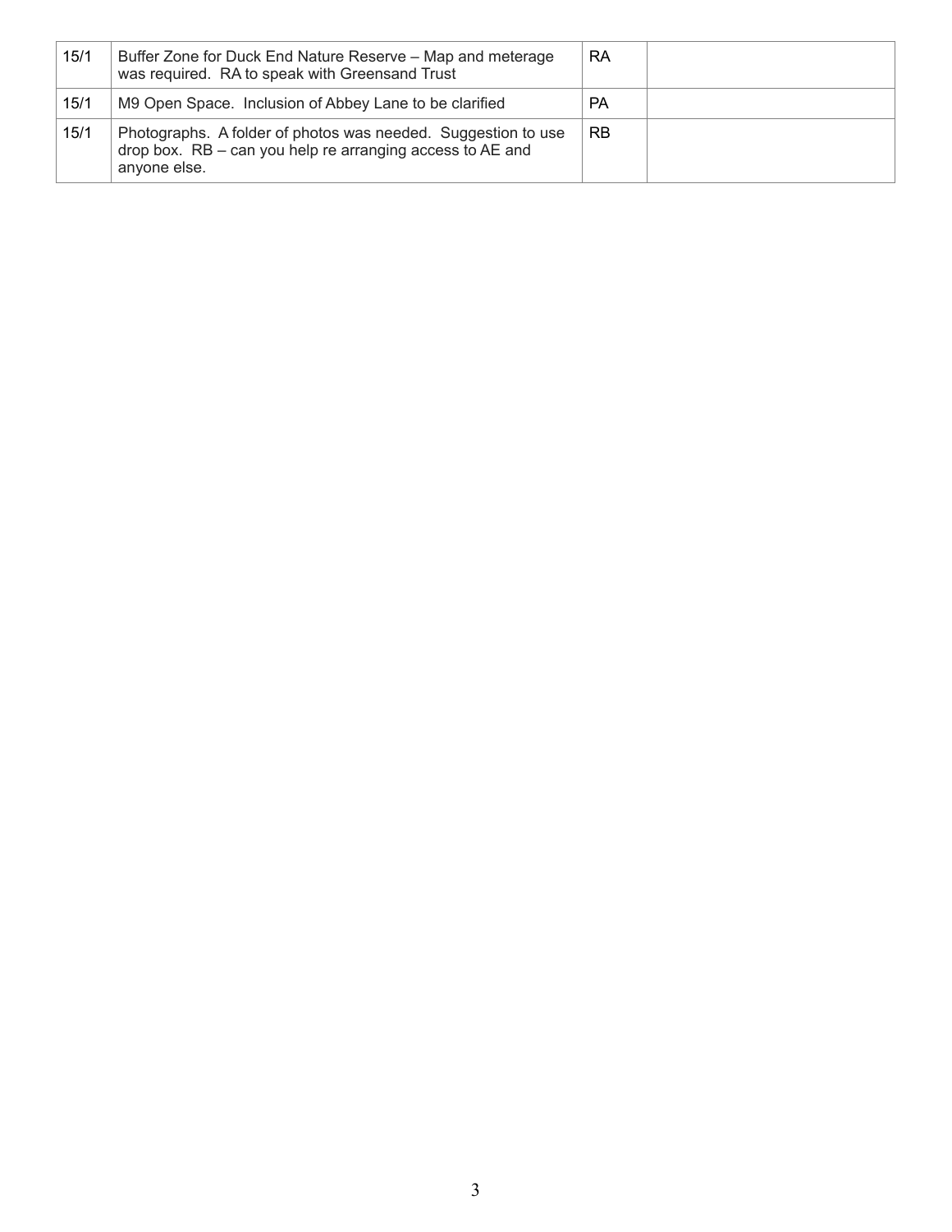| | | | |
|---|---|---|---|
| 15/1 | Buffer Zone for Duck End Nature Reserve – Map and meterage was required. RA to speak with Greensand Trust | RA | |
| 15/1 | M9 Open Space. Inclusion of Abbey Lane to be clarified | PA | |
| 15/1 | Photographs. A folder of photos was needed. Suggestion to use drop box. RB – can you help re arranging access to AE and anyone else. | RB | |